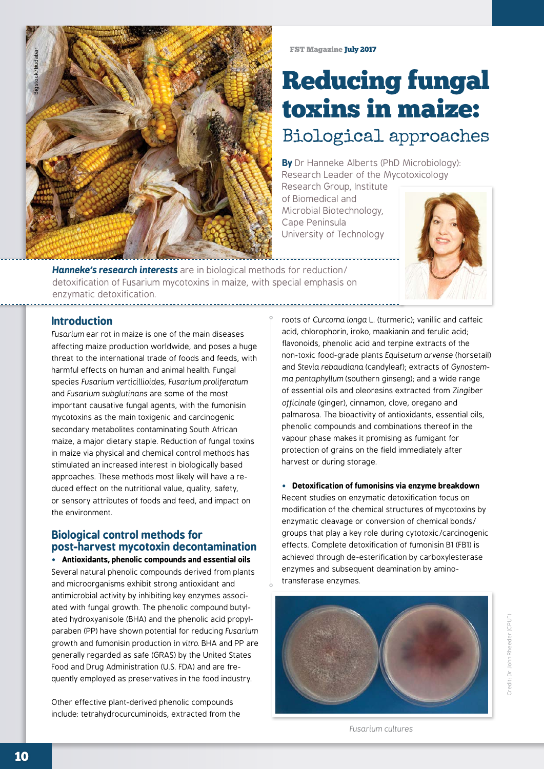FST Magazine **July 2017**

# Reducing fungal toxins in maize:

## Biological approaches

**By** Dr Hanneke Alberts (PhD Microbiology): Research Leader of the Mycotoxicology Research Group, Institute of Biomedical and Microbial Biotechnology, Cape Peninsula University of Technology

***Hanneke's research interests*** are in biological methods for reduction/detoxification of Fusarium mycotoxins in maize, with special emphasis on enzymatic detoxification.

### Introduction

*Fusarium* ear rot in maize is one of the main diseases affecting maize production worldwide, and poses a huge threat to the international trade of foods and feeds, with harmful effects on human and animal health. Fungal species *Fusarium verticillioides*, *Fusarium proliferatum* and *Fusarium subglutinans* are some of the most important causative fungal agents, with the fumonisin mycotoxins as the main toxigenic and carcinogenic secondary metabolites contaminating South African maize, a major dietary staple. Reduction of fungal toxins in maize via physical and chemical control methods has stimulated an increased interest in biologically based approaches. These methods most likely will have a reduced effect on the nutritional value, quality, safety, or sensory attributes of foods and feed, and impact on the environment.

### Biological control methods for post-harvest mycotoxin decontamination

- **Antioxidants, phenolic compounds and essential oils**

Several natural phenolic compounds derived from plants and microorganisms exhibit strong antioxidant and antimicrobial activity by inhibiting key enzymes associated with fungal growth. The phenolic compound butylated hydroxyanisole (BHA) and the phenolic acid propylparaben (PP) have shown potential for reducing *Fusarium* growth and fumonisin production *in vitro*. BHA and PP are generally regarded as safe (GRAS) by the United States Food and Drug Administration (U.S. FDA) and are frequently employed as preservatives in the food industry.

Other effective plant-derived phenolic compounds include: tetrahydrocurcuminoids, extracted from the roots of *Curcoma longa* L. (turmeric); vanillic and caffeic acid, chlorophorin, iroko, maakianin and ferulic acid; flavonoids, phenolic acid and terpine extracts of the non-toxic food-grade plants *Equisetum arvense* (horsetail) and *Stevia rebaudiana* (candyleaf); extracts of *Gynostemma pentaphyllum* (southern ginseng); and a wide range of essential oils and oleoresins extracted from *Zingiber officinale* (ginger), cinnamon, clove, oregano and palmarosa. The bioactivity of antioxidants, essential oils, phenolic compounds and combinations thereof in the vapour phase makes it promising as fumigant for protection of grains on the field immediately after harvest or during storage.

- **Detoxification of fumonisins via enzyme breakdown**

Recent studies on enzymatic detoxification focus on modification of the chemical structures of mycotoxins by enzymatic cleavage or conversion of chemical bonds/groups that play a key role during cytotoxic/carcinogenic effects. Complete detoxification of fumonisin B1 (FB1) is achieved through de-esterification by carboxylesterase enzymes and subsequent deamination by amino-transferase enzymes.

*Fusarium cultures*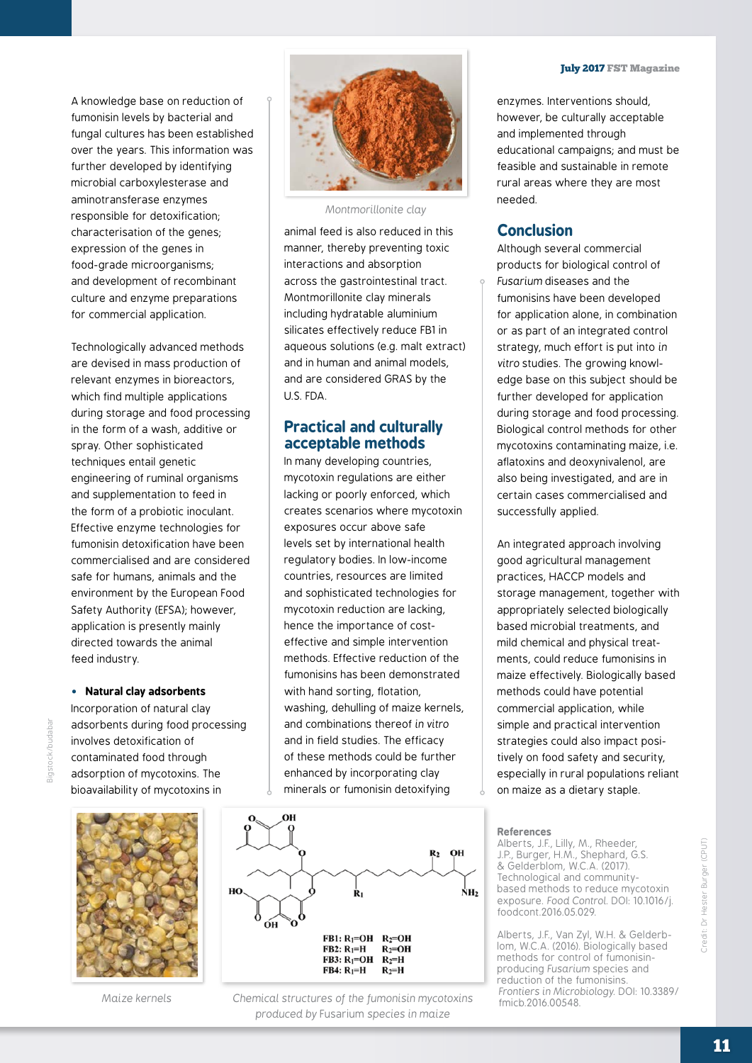A knowledge base on reduction of fumonisin levels by bacterial and fungal cultures has been established over the years. This information was further developed by identifying microbial carboxylesterase and aminotransferase enzymes responsible for detoxification; characterisation of the genes; expression of the genes in food-grade microorganisms; and development of recombinant culture and enzyme preparations for commercial application.

Technologically advanced methods are devised in mass production of relevant enzymes in bioreactors, which find multiple applications during storage and food processing in the form of a wash, additive or spray. Other sophisticated techniques entail genetic engineering of ruminal organisms and supplementation to feed in the form of a probiotic inoculant. Effective enzyme technologies for fumonisin detoxification have been commercialised and are considered safe for humans, animals and the environment by the European Food Safety Authority (EFSA); however, application is presently mainly directed towards the animal feed industry.

- **Natural clay adsorbents**

Incorporation of natural clay adsorbents during food processing involves detoxification of contaminated food through adsorption of mycotoxins. The bioavailability of mycotoxins in animal feed is also reduced in this manner, thereby preventing toxic interactions and absorption across the gastrointestinal tract. Montmorillonite clay minerals including hydratable aluminium silicates effectively reduce FB1 in aqueous solutions (e.g. malt extract) and in human and animal models, and are considered GRAS by the U.S. FDA.

*Montmorillonite clay*

## Practical and culturally acceptable methods

In many developing countries, mycotoxin regulations are either lacking or poorly enforced, which creates scenarios where mycotoxin exposures occur above safe levels set by international health regulatory bodies. In low-income countries, resources are limited and sophisticated technologies for mycotoxin reduction are lacking, hence the importance of cost-effective and simple intervention methods. Effective reduction of the fumonisins has been demonstrated with hand sorting, flotation, washing, dehulling of maize kernels, and combinations thereof *in vitro* and in field studies. The efficacy of these methods could be further enhanced by incorporating clay minerals or fumonisin detoxifying enzymes. Interventions should, however, be culturally acceptable and implemented through educational campaigns; and must be feasible and sustainable in remote rural areas where they are most needed.

## Conclusion

Although several commercial products for biological control of *Fusarium* diseases and the fumonisins have been developed for application alone, in combination or as part of an integrated control strategy, much effort is put into *in vitro* studies. The growing knowledge base on this subject should be further developed for application during storage and food processing. Biological control methods for other mycotoxins contaminating maize, i.e. aflatoxins and deoxynivalenol, are also being investigated, and are in certain cases commercialised and successfully applied.

An integrated approach involving good agricultural management practices, HACCP models and storage management, together with appropriately selected biologically based microbial treatments, and mild chemical and physical treatments, could reduce fumonisins in maize effectively. Biologically based methods could have potential commercial application, while simple and practical intervention strategies could also impact positively on food safety and security, especially in rural populations reliant on maize as a dietary staple.

*Maize kernels*

FB1: $R_1$=OH $R_2$=OH
FB2: $R_1$=H $R_2$=OH
FB3: $R_1$=OH $R_2$=H
FB4: $R_1$=H $R_2$=H

*Chemical structures of the fumonisin mycotoxins produced by Fusarium species in maize*

### References

Alberts, J.F., Lilly, M., Rheeder, J.P., Burger, H.M., Shephard, G.S. & Gelderblom, W.C.A. (2017). Technological and community-based methods to reduce mycotoxin exposure. *Food Control.* DOI: 10.1016/j.foodcont.2016.05.029.

Alberts, J.F., Van Zyl, W.H. & Gelderblom, W.C.A. (2016). Biologically based methods for control of fumonisin-producing *Fusarium* species and reduction of the fumonisins. *Frontiers in Microbiology.* DOI: 10.3389/fmicb.2016.00548.